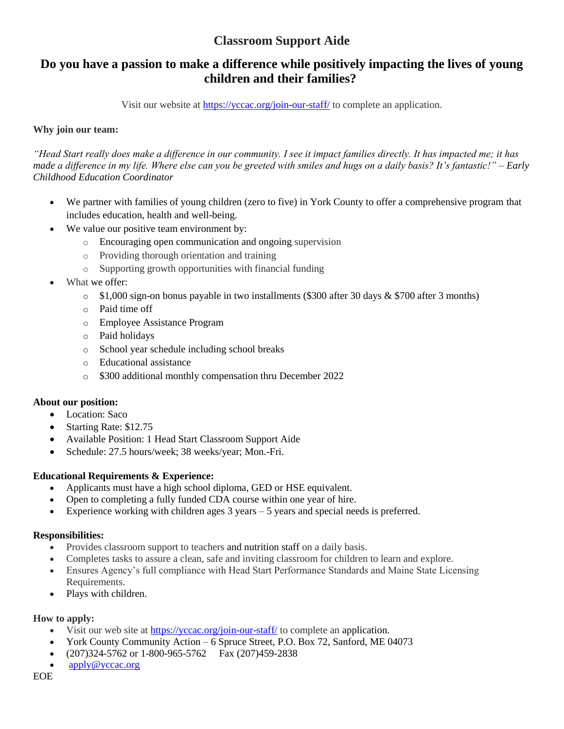# Classroom Support Aide

## Do you have a passion to make a difference while positively impacting the lives of young children and their families?

Visit our website at [https://yccac.org/join-our-staff/](https://yccac.org/join-our-staff/) to complete an application.

**Why join our team:**

*"Head Start really does make a difference in our community. I see it impact families directly. It has impacted me; it has made a difference in my life. Where else can you be greeted with smiles and hugs on a daily basis? It's fantastic!" – Early Childhood Education Coordinator*

- We partner with families of young children (zero to five) in York County to offer a comprehensive program that includes education, health and well-being.
- We value our positive team environment by:
  - Encouraging open communication and ongoing supervision
  - Providing thorough orientation and training
  - Supporting growth opportunities with financial funding
- What we offer:
  - $1,000 sign-on bonus payable in two installments ($300 after 30 days & $700 after 3 months)
  - Paid time off
  - Employee Assistance Program
  - Paid holidays
  - School year schedule including school breaks
  - Educational assistance
  - $300 additional monthly compensation thru December 2022

**About our position:**

- Location: Saco
- Starting Rate: $12.75
- Available Position: 1 Head Start Classroom Support Aide
- Schedule: 27.5 hours/week; 38 weeks/year; Mon.-Fri.

**Educational Requirements & Experience:**

- Applicants must have a high school diploma, GED or HSE equivalent.
- Open to completing a fully funded CDA course within one year of hire.
- Experience working with children ages 3 years – 5 years and special needs is preferred.

**Responsibilities:**

- Provides classroom support to teachers and nutrition staff on a daily basis.
- Completes tasks to assure a clean, safe and inviting classroom for children to learn and explore.
- Ensures Agency's full compliance with Head Start Performance Standards and Maine State Licensing Requirements.
- Plays with children.

**How to apply:**

- Visit our web site at [https://yccac.org/join-our-staff/](https://yccac.org/join-our-staff/) to complete an application.
- York County Community Action – 6 Spruce Street, P.O. Box 72, Sanford, ME 04073
- (207)324-5762 or 1-800-965-5762 Fax (207)459-2838
- [apply@yccac.org](mailto:apply@yccac.org)

EOE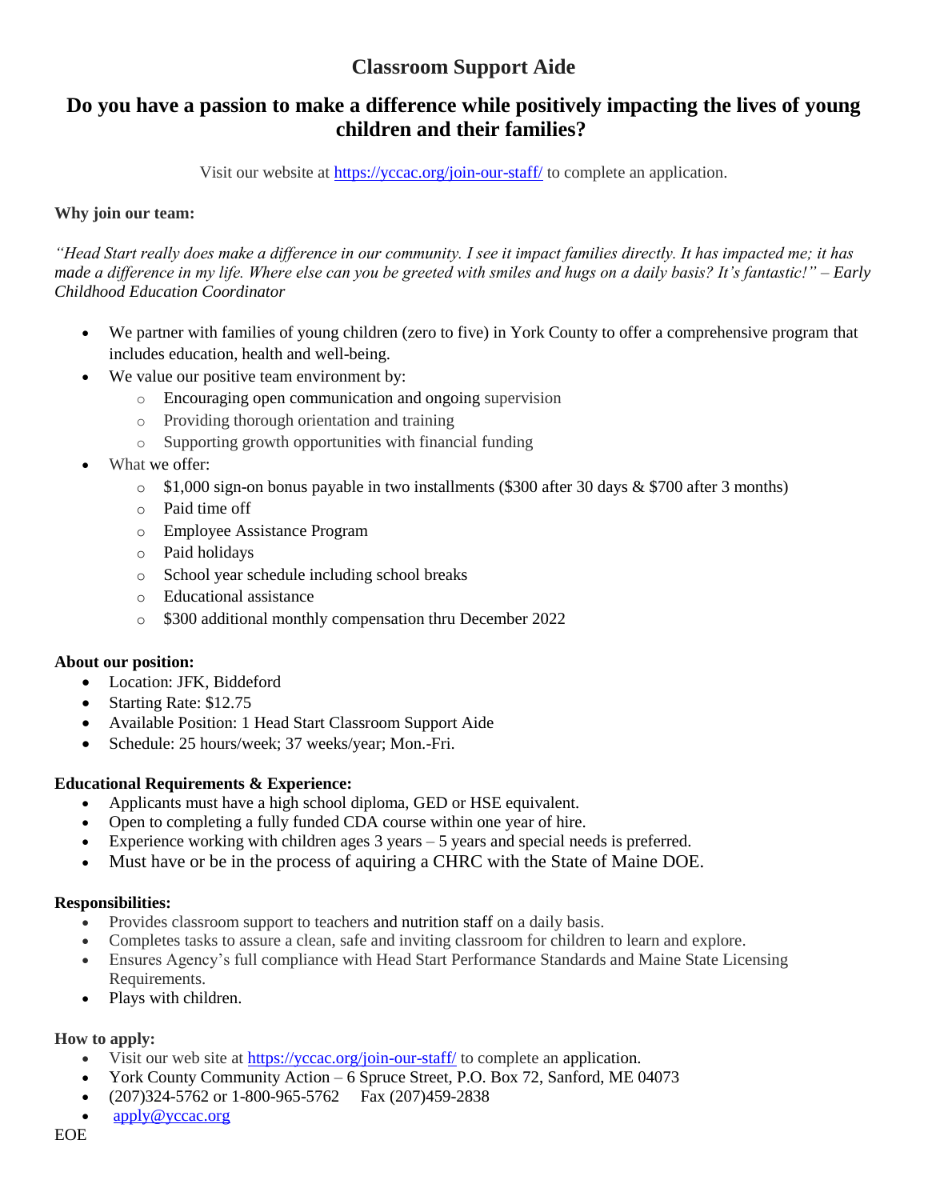# Classroom Support Aide

## Do you have a passion to make a difference while positively impacting the lives of young children and their families?

Visit our website at [https://yccac.org/join-our-staff/](https://yccac.org/join-our-staff/) to complete an application.

**Why join our team:**

*"Head Start really does make a difference in our community. I see it impact families directly. It has impacted me; it has made a difference in my life. Where else can you be greeted with smiles and hugs on a daily basis? It's fantastic!" – Early Childhood Education Coordinator*

- We partner with families of young children (zero to five) in York County to offer a comprehensive program that includes education, health and well-being.
- We value our positive team environment by:
  - Encouraging open communication and ongoing supervision
  - Providing thorough orientation and training
  - Supporting growth opportunities with financial funding
- What we offer:
  - $1,000 sign-on bonus payable in two installments ($300 after 30 days & $700 after 3 months)
  - Paid time off
  - Employee Assistance Program
  - Paid holidays
  - School year schedule including school breaks
  - Educational assistance
  - $300 additional monthly compensation thru December 2022

**About our position:**

- Location: JFK, Biddeford
- Starting Rate: $12.75
- Available Position: 1 Head Start Classroom Support Aide
- Schedule: 25 hours/week; 37 weeks/year; Mon.-Fri.

**Educational Requirements & Experience:**

- Applicants must have a high school diploma, GED or HSE equivalent.
- Open to completing a fully funded CDA course within one year of hire.
- Experience working with children ages 3 years – 5 years and special needs is preferred.
- Must have or be in the process of aquiring a CHRC with the State of Maine DOE.

**Responsibilities:**

- Provides classroom support to teachers and nutrition staff on a daily basis.
- Completes tasks to assure a clean, safe and inviting classroom for children to learn and explore.
- Ensures Agency's full compliance with Head Start Performance Standards and Maine State Licensing Requirements.
- Plays with children.

**How to apply:**

- Visit our web site at [https://yccac.org/join-our-staff/](https://yccac.org/join-our-staff/) to complete an application.
- York County Community Action – 6 Spruce Street, P.O. Box 72, Sanford, ME 04073
- (207)324-5762 or 1-800-965-5762 Fax (207)459-2838
- [apply@yccac.org](mailto:apply@yccac.org)

EOE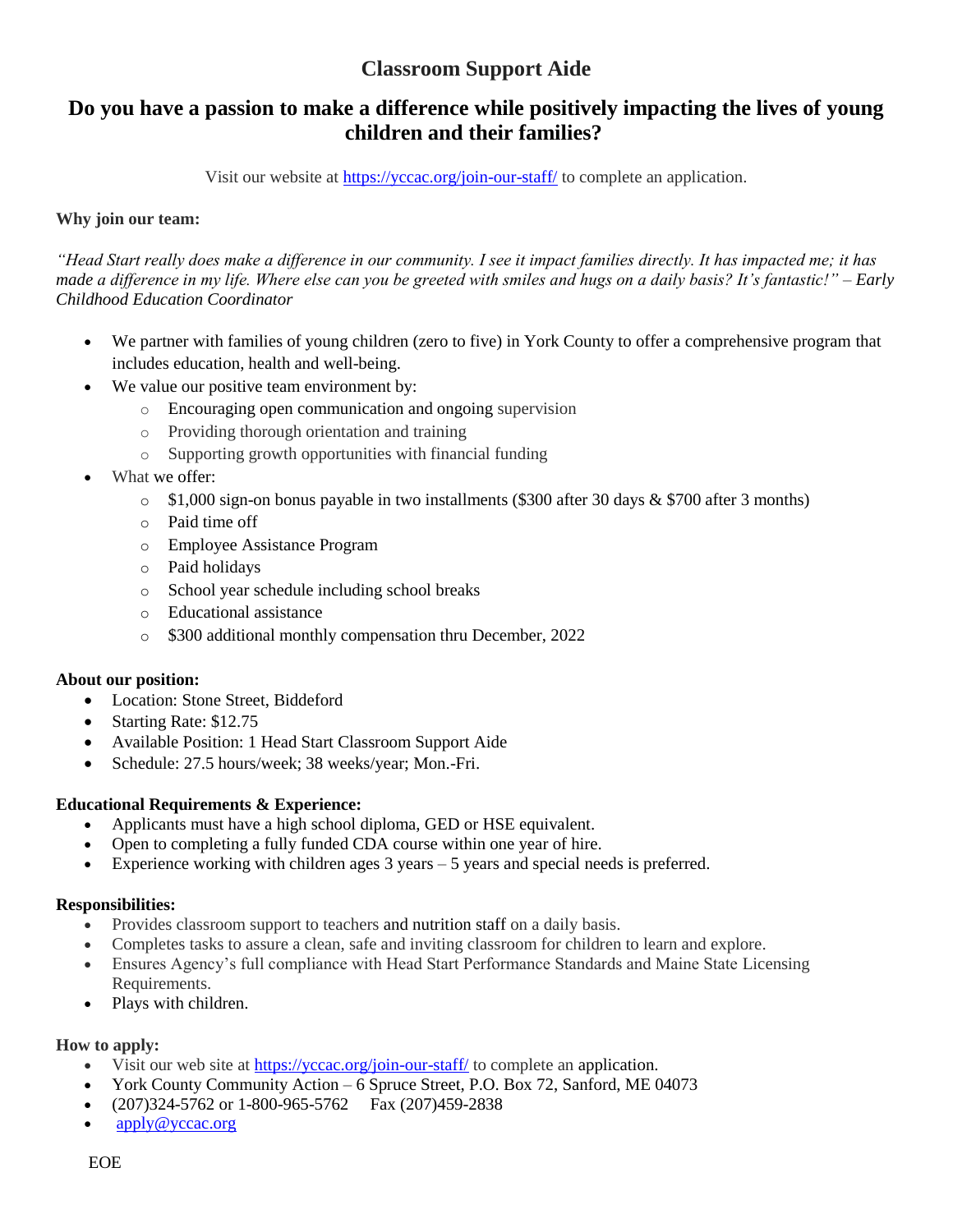# Classroom Support Aide

## Do you have a passion to make a difference while positively impacting the lives of young children and their families?

Visit our website at [https://yccac.org/join-our-staff/](https://yccac.org/join-our-staff/) to complete an application.

**Why join our team:**

*"Head Start really does make a difference in our community. I see it impact families directly. It has impacted me; it has made a difference in my life. Where else can you be greeted with smiles and hugs on a daily basis? It's fantastic!" – Early Childhood Education Coordinator*

- We partner with families of young children (zero to five) in York County to offer a comprehensive program that includes education, health and well-being.
- We value our positive team environment by:
  - Encouraging open communication and ongoing supervision
  - Providing thorough orientation and training
  - Supporting growth opportunities with financial funding
- What we offer:
  - $1,000 sign-on bonus payable in two installments ($300 after 30 days & $700 after 3 months)
  - Paid time off
  - Employee Assistance Program
  - Paid holidays
  - School year schedule including school breaks
  - Educational assistance
  - $300 additional monthly compensation thru December, 2022

**About our position:**

- Location: Stone Street, Biddeford
- Starting Rate: $12.75
- Available Position: 1 Head Start Classroom Support Aide
- Schedule: 27.5 hours/week; 38 weeks/year; Mon.-Fri.

**Educational Requirements & Experience:**

- Applicants must have a high school diploma, GED or HSE equivalent.
- Open to completing a fully funded CDA course within one year of hire.
- Experience working with children ages 3 years – 5 years and special needs is preferred.

**Responsibilities:**

- Provides classroom support to teachers and nutrition staff on a daily basis.
- Completes tasks to assure a clean, safe and inviting classroom for children to learn and explore.
- Ensures Agency's full compliance with Head Start Performance Standards and Maine State Licensing Requirements.
- Plays with children.

**How to apply:**

- Visit our web site at [https://yccac.org/join-our-staff/](https://yccac.org/join-our-staff/) to complete an application.
- York County Community Action – 6 Spruce Street, P.O. Box 72, Sanford, ME 04073
- (207)324-5762 or 1-800-965-5762 Fax (207)459-2838
- [apply@yccac.org](mailto:apply@yccac.org)

EOE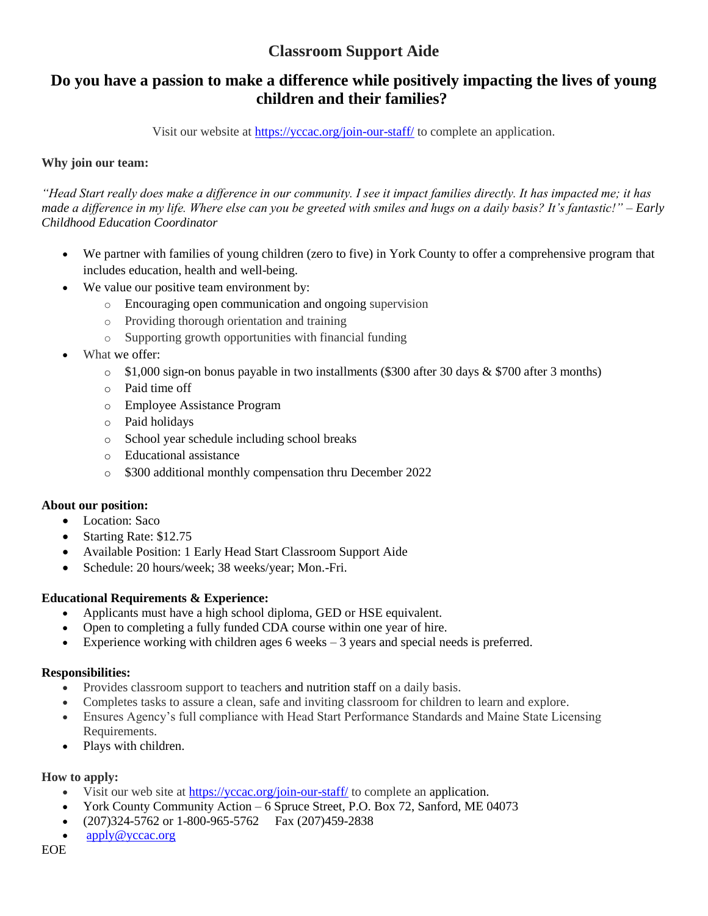# Classroom Support Aide

## Do you have a passion to make a difference while positively impacting the lives of young children and their families?

Visit our website at [https://yccac.org/join-our-staff/](https://yccac.org/join-our-staff/) to complete an application.

**Why join our team:**

*"Head Start really does make a difference in our community. I see it impact families directly. It has impacted me; it has made a difference in my life. Where else can you be greeted with smiles and hugs on a daily basis? It's fantastic!" – Early Childhood Education Coordinator*

- We partner with families of young children (zero to five) in York County to offer a comprehensive program that includes education, health and well-being.
- We value our positive team environment by:
  - Encouraging open communication and ongoing supervision
  - Providing thorough orientation and training
  - Supporting growth opportunities with financial funding
- What we offer:
  - $1,000 sign-on bonus payable in two installments ($300 after 30 days & $700 after 3 months)
  - Paid time off
  - Employee Assistance Program
  - Paid holidays
  - School year schedule including school breaks
  - Educational assistance
  - $300 additional monthly compensation thru December 2022

**About our position:**

- Location: Saco
- Starting Rate: $12.75
- Available Position: 1 Early Head Start Classroom Support Aide
- Schedule: 20 hours/week; 38 weeks/year; Mon.-Fri.

**Educational Requirements & Experience:**

- Applicants must have a high school diploma, GED or HSE equivalent.
- Open to completing a fully funded CDA course within one year of hire.
- Experience working with children ages 6 weeks – 3 years and special needs is preferred.

**Responsibilities:**

- Provides classroom support to teachers and nutrition staff on a daily basis.
- Completes tasks to assure a clean, safe and inviting classroom for children to learn and explore.
- Ensures Agency's full compliance with Head Start Performance Standards and Maine State Licensing Requirements.
- Plays with children.

**How to apply:**

- Visit our web site at [https://yccac.org/join-our-staff/](https://yccac.org/join-our-staff/) to complete an application.
- York County Community Action – 6 Spruce Street, P.O. Box 72, Sanford, ME 04073
- (207)324-5762 or 1-800-965-5762 Fax (207)459-2838
- [apply@yccac.org](mailto:apply@yccac.org)

EOE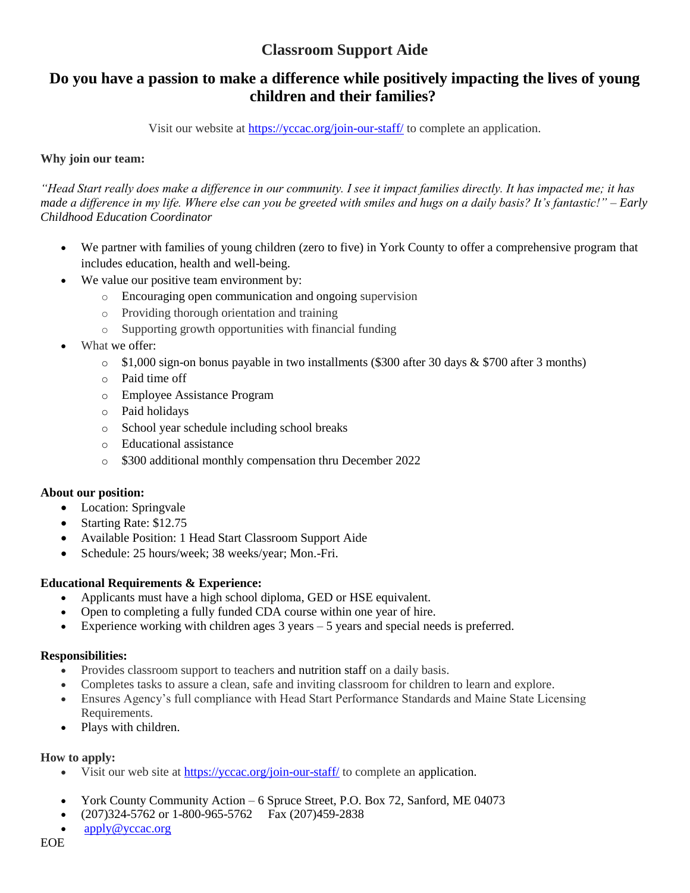# Classroom Support Aide

## Do you have a passion to make a difference while positively impacting the lives of young children and their families?

Visit our website at https://yccac.org/join-our-staff/ to complete an application.

**Why join our team:**

*"Head Start really does make a difference in our community. I see it impact families directly. It has impacted me; it has made a difference in my life. Where else can you be greeted with smiles and hugs on a daily basis? It's fantastic!" – Early Childhood Education Coordinator*

- We partner with families of young children (zero to five) in York County to offer a comprehensive program that includes education, health and well-being.
- We value our positive team environment by:
  - Encouraging open communication and ongoing supervision
  - Providing thorough orientation and training
  - Supporting growth opportunities with financial funding
- What we offer:
  - $1,000 sign-on bonus payable in two installments ($300 after 30 days & $700 after 3 months)
  - Paid time off
  - Employee Assistance Program
  - Paid holidays
  - School year schedule including school breaks
  - Educational assistance
  - $300 additional monthly compensation thru December 2022

**About our position:**

- Location: Springvale
- Starting Rate: $12.75
- Available Position: 1 Head Start Classroom Support Aide
- Schedule: 25 hours/week; 38 weeks/year; Mon.-Fri.

**Educational Requirements & Experience:**

- Applicants must have a high school diploma, GED or HSE equivalent.
- Open to completing a fully funded CDA course within one year of hire.
- Experience working with children ages 3 years – 5 years and special needs is preferred.

**Responsibilities:**

- Provides classroom support to teachers and nutrition staff on a daily basis.
- Completes tasks to assure a clean, safe and inviting classroom for children to learn and explore.
- Ensures Agency's full compliance with Head Start Performance Standards and Maine State Licensing Requirements.
- Plays with children.

**How to apply:**

- Visit our web site at https://yccac.org/join-our-staff/ to complete an application.
- York County Community Action – 6 Spruce Street, P.O. Box 72, Sanford, ME 04073
- (207)324-5762 or 1-800-965-5762 Fax (207)459-2838
- apply@yccac.org

EOE